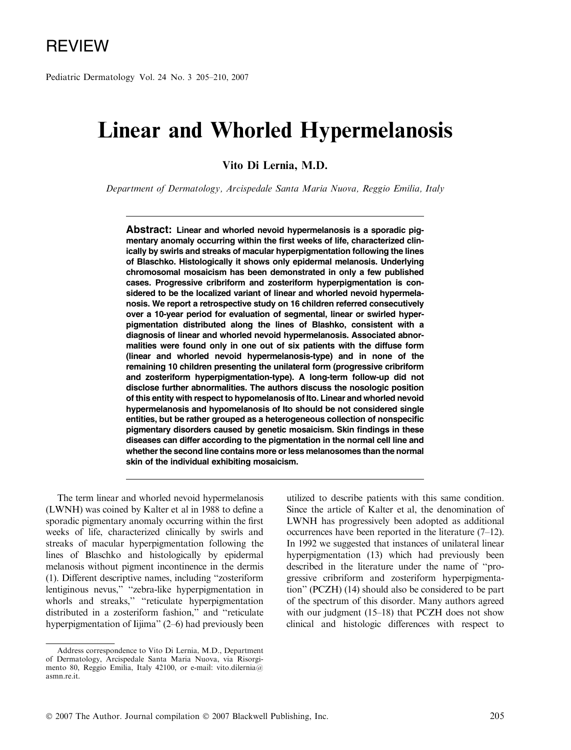REVIEW

# Linear and Whorled Hypermelanosis

**Vito Di Lernia, M.D.**

*Department of Dermatology, Arcispedale Santa Maria Nuova, Reggio Emilia, Italy*

**Abstract: Linear and whorled nevoid hypermelanosis is a sporadic pigmentary anomaly occurring within the first weeks of life, characterized clinically by swirls and streaks of macular hyperpigmentation following the lines of Blaschko. Histologically it shows only epidermal melanosis. Underlying chromosomal mosaicism has been demonstrated in only a few published cases. Progressive cribriform and zosteriform hyperpigmentation is considered to be the localized variant of linear and whorled nevoid hypermelanosis. We report a retrospective study on 16 children referred consecutively over a 10-year period for evaluation of segmental, linear or swirled hyperpigmentation distributed along the lines of Blashko, consistent with a diagnosis of linear and whorled nevoid hypermelanosis. Associated abnormalities were found only in one out of six patients with the diffuse form (linear and whorled nevoid hypermelanosis-type) and in none of the remaining 10 children presenting the unilateral form (progressive cribriform and zosteriform hyperpigmentation-type). A long-term follow-up did not disclose further abnormalities. The authors discuss the nosologic position of this entity with respect to hypomelanosis of Ito. Linear and whorled nevoid hypermelanosis and hypomelanosis of Ito should be not considered single entities, but be rather grouped as a heterogeneous collection of nonspecific pigmentary disorders caused by genetic mosaicism. Skin findings in these diseases can differ according to the pigmentation in the normal cell line and whether the second line contains more or less melanosomes than the normal skin of the individual exhibiting mosaicism.**

The term linear and whorled nevoid hypermelanosis (LWNH) was coined by Kalter et al in 1988 to define a sporadic pigmentary anomaly occurring within the first weeks of life, characterized clinically by swirls and streaks of macular hyperpigmentation following the lines of Blaschko and histologically by epidermal melanosis without pigment incontinence in the dermis (1). Different descriptive names, including "zosteriform lentiginous nevus," "zebra-like hyperpigmentation in whorls and streaks," "reticulate hyperpigmentation distributed in a zosteriform fashion," and "reticulate hyperpigmentation of Iijima" (2–6) had previously been utilized to describe patients with this same condition. Since the article of Kalter et al, the denomination of LWNH has progressively been adopted as additional occurrences have been reported in the literature (7–12). In 1992 we suggested that instances of unilateral linear hyperpigmentation (13) which had previously been described in the literature under the name of "progressive cribriform and zosteriform hyperpigmentation" (PCZH) (14) should also be considered to be part of the spectrum of this disorder. Many authors agreed with our judgment (15–18) that PCZH does not show clinical and histologic differences with respect to

Address correspondence to Vito Di Lernia, M.D., Department of Dermatology, Arcispedale Santa Maria Nuova, via Risorgimento 80, Reggio Emilia, Italy 42100, or e-mail: vito.dilernia@asmn.re.it.

© 2007 The Author. Journal compilation © 2007 Blackwell Publishing, Inc.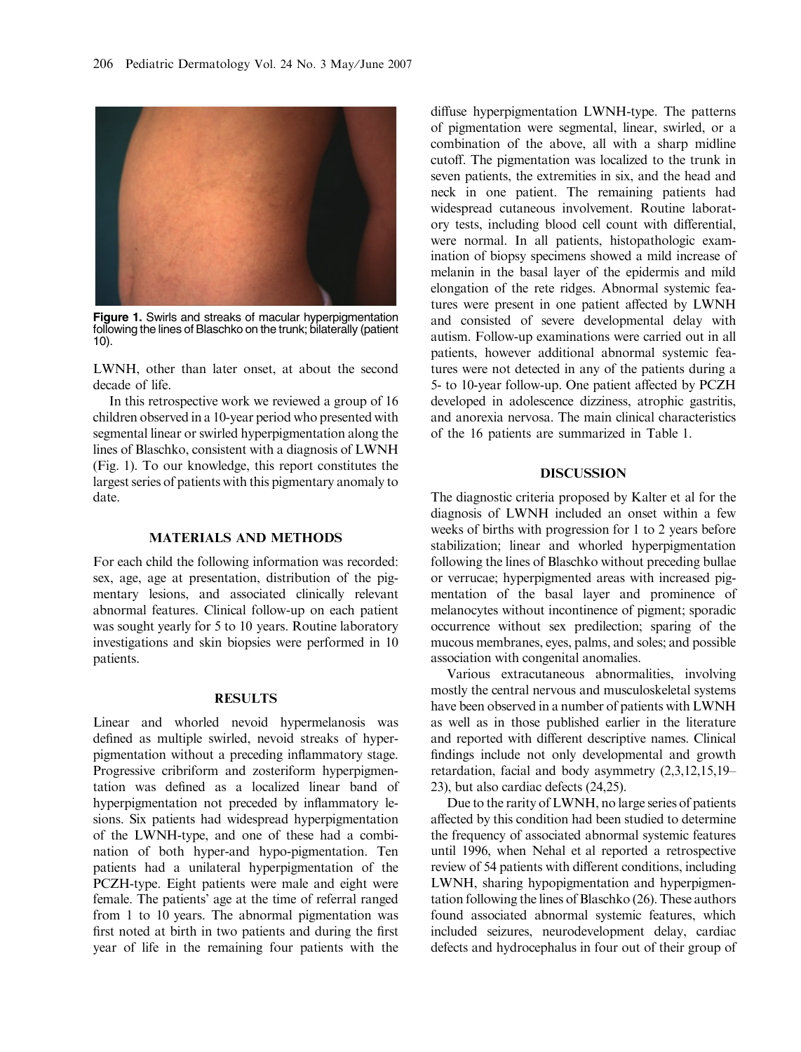Figure 1. Swirls and streaks of macular hyperpigmentation following the lines of Blaschko on the trunk; bilaterally (patient 10).

LWNH, other than later onset, at about the second decade of life.

In this retrospective work we reviewed a group of 16 children observed in a 10-year period who presented with segmental linear or swirled hyperpigmentation along the lines of Blaschko, consistent with a diagnosis of LWNH (Fig. 1). To our knowledge, this report constitutes the largest series of patients with this pigmentary anomaly to date.

## MATERIALS AND METHODS

For each child the following information was recorded: sex, age, age at presentation, distribution of the pigmentary lesions, and associated clinically relevant abnormal features. Clinical follow-up on each patient was sought yearly for 5 to 10 years. Routine laboratory investigations and skin biopsies were performed in 10 patients.

## RESULTS

Linear and whorled nevoid hypermelanosis was defined as multiple swirled, nevoid streaks of hyperpigmentation without a preceding inflammatory stage. Progressive cribriform and zosteriform hyperpigmentation was defined as a localized linear band of hyperpigmentation not preceded by inflammatory lesions. Six patients had widespread hyperpigmentation of the LWNH-type, and one of these had a combination of both hyper-and hypo-pigmentation. Ten patients had a unilateral hyperpigmentation of the PCZH-type. Eight patients were male and eight were female. The patients' age at the time of referral ranged from 1 to 10 years. The abnormal pigmentation was first noted at birth in two patients and during the first year of life in the remaining four patients with the diffuse hyperpigmentation LWNH-type. The patterns of pigmentation were segmental, linear, swirled, or a combination of the above, all with a sharp midline cutoff. The pigmentation was localized to the trunk in seven patients, the extremities in six, and the head and neck in one patient. The remaining patients had widespread cutaneous involvement. Routine laboratory tests, including blood cell count with differential, were normal. In all patients, histopathologic examination of biopsy specimens showed a mild increase of melanin in the basal layer of the epidermis and mild elongation of the rete ridges. Abnormal systemic features were present in one patient affected by LWNH and consisted of severe developmental delay with autism. Follow-up examinations were carried out in all patients, however additional abnormal systemic features were not detected in any of the patients during a 5- to 10-year follow-up. One patient affected by PCZH developed in adolescence dizziness, atrophic gastritis, and anorexia nervosa. The main clinical characteristics of the 16 patients are summarized in Table 1.

## DISCUSSION

The diagnostic criteria proposed by Kalter et al for the diagnosis of LWNH included an onset within a few weeks of births with progression for 1 to 2 years before stabilization; linear and whorled hyperpigmentation following the lines of Blaschko without preceding bullae or verrucae; hyperpigmented areas with increased pigmentation of the basal layer and prominence of melanocytes without incontinence of pigment; sporadic occurrence without sex predilection; sparing of the mucous membranes, eyes, palms, and soles; and possible association with congenital anomalies.

Various extracutaneous abnormalities, involving mostly the central nervous and musculoskeletal systems have been observed in a number of patients with LWNH as well as in those published earlier in the literature and reported with different descriptive names. Clinical findings include not only developmental and growth retardation, facial and body asymmetry (2,3,12,15,19–23), but also cardiac defects (24,25).

Due to the rarity of LWNH, no large series of patients affected by this condition had been studied to determine the frequency of associated abnormal systemic features until 1996, when Nehal et al reported a retrospective review of 54 patients with different conditions, including LWNH, sharing hypopigmentation and hyperpigmentation following the lines of Blaschko (26). These authors found associated abnormal systemic features, which included seizures, neurodevelopment delay, cardiac defects and hydrocephalus in four out of their group of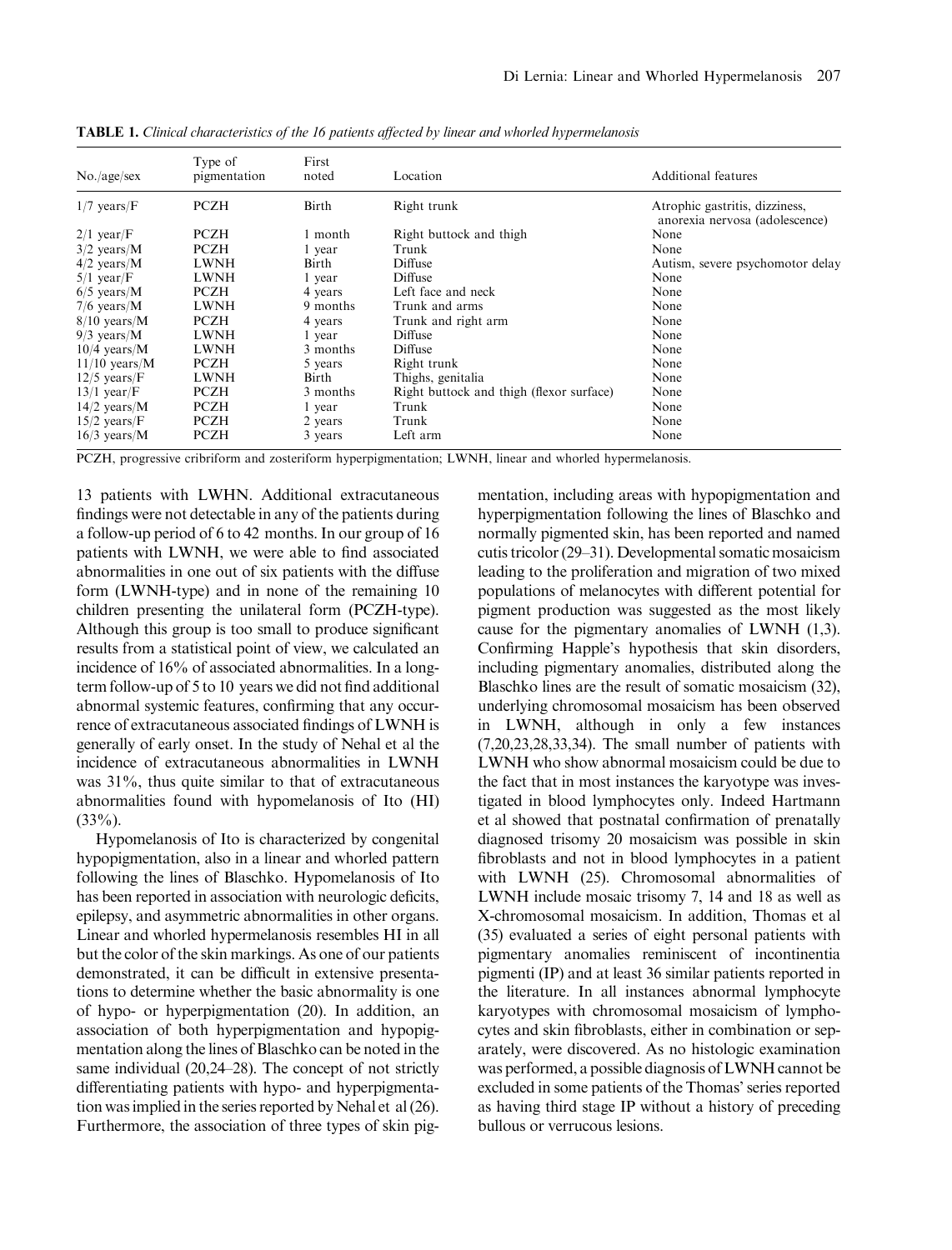**TABLE 1.** *Clinical characteristics of the 16 patients affected by linear and whorled hypermelanosis*

| No./age/sex | Type of pigmentation | First noted | Location | Additional features |
|---|---|---|---|---|
| 1/7 years/F | PCZH | Birth | Right trunk | Atrophic gastritis, dizziness, anorexia nervosa (adolescence) |
| 2/1 year/F | PCZH | 1 month | Right buttock and thigh | None |
| 3/2 years/M | PCZH | 1 year | Trunk | None |
| 4/2 years/M | LWNH | Birth | Diffuse | Autism, severe psychomotor delay |
| 5/1 year/F | LWNH | 1 year | Diffuse | None |
| 6/5 years/M | PCZH | 4 years | Left face and neck | None |
| 7/6 years/M | LWNH | 9 months | Trunk and arms | None |
| 8/10 years/M | PCZH | 4 years | Trunk and right arm | None |
| 9/3 years/M | LWNH | 1 year | Diffuse | None |
| 10/4 years/M | LWNH | 3 months | Diffuse | None |
| 11/10 years/M | PCZH | 5 years | Right trunk | None |
| 12/5 years/F | LWNH | Birth | Thighs, genitalia | None |
| 13/1 year/F | PCZH | 3 months | Right buttock and thigh (flexor surface) | None |
| 14/2 years/M | PCZH | 1 year | Trunk | None |
| 15/2 years/F | PCZH | 2 years | Trunk | None |
| 16/3 years/M | PCZH | 3 years | Left arm | None |

PCZH, progressive cribriform and zosteriform hyperpigmentation; LWNH, linear and whorled hypermelanosis.

13 patients with LWHN. Additional extracutaneous findings were not detectable in any of the patients during a follow-up period of 6 to 42 months. In our group of 16 patients with LWNH, we were able to find associated abnormalities in one out of six patients with the diffuse form (LWNH-type) and in none of the remaining 10 children presenting the unilateral form (PCZH-type). Although this group is too small to produce significant results from a statistical point of view, we calculated an incidence of 16% of associated abnormalities. In a long-term follow-up of 5 to 10 years we did not find additional abnormal systemic features, confirming that any occurrence of extracutaneous associated findings of LWNH is generally of early onset. In the study of Nehal et al the incidence of extracutaneous abnormalities in LWNH was 31%, thus quite similar to that of extracutaneous abnormalities found with hypomelanosis of Ito (HI) (33%).

Hypomelanosis of Ito is characterized by congenital hypopigmentation, also in a linear and whorled pattern following the lines of Blaschko. Hypomelanosis of Ito has been reported in association with neurologic deficits, epilepsy, and asymmetric abnormalities in other organs. Linear and whorled hypermelanosis resembles HI in all but the color of the skin markings. As one of our patients demonstrated, it can be difficult in extensive presentations to determine whether the basic abnormality is one of hypo- or hyperpigmentation (20). In addition, an association of both hyperpigmentation and hypopigmentation along the lines of Blaschko can be noted in the same individual (20,24–28). The concept of not strictly differentiating patients with hypo- and hyperpigmentation was implied in the series reported by Nehal et al (26). Furthermore, the association of three types of skin pigmentation, including areas with hypopigmentation and hyperpigmentation following the lines of Blaschko and normally pigmented skin, has been reported and named cutis tricolor (29–31). Developmental somatic mosaicism leading to the proliferation and migration of two mixed populations of melanocytes with different potential for pigment production was suggested as the most likely cause for the pigmentary anomalies of LWNH (1,3). Confirming Happle's hypothesis that skin disorders, including pigmentary anomalies, distributed along the Blaschko lines are the result of somatic mosaicism (32), underlying chromosomal mosaicism has been observed in LWNH, although in only a few instances (7,20,23,28,33,34). The small number of patients with LWNH who show abnormal mosaicism could be due to the fact that in most instances the karyotype was investigated in blood lymphocytes only. Indeed Hartmann et al showed that postnatal confirmation of prenatally diagnosed trisomy 20 mosaicism was possible in skin fibroblasts and not in blood lymphocytes in a patient with LWNH (25). Chromosomal abnormalities of LWNH include mosaic trisomy 7, 14 and 18 as well as X-chromosomal mosaicism. In addition, Thomas et al (35) evaluated a series of eight personal patients with pigmentary anomalies reminiscent of incontinentia pigmenti (IP) and at least 36 similar patients reported in the literature. In all instances abnormal lymphocyte karyotypes with chromosomal mosaicism of lymphocytes and skin fibroblasts, either in combination or separately, were discovered. As no histologic examination was performed, a possible diagnosis of LWNH cannot be excluded in some patients of the Thomas' series reported as having third stage IP without a history of preceding bullous or verrucous lesions.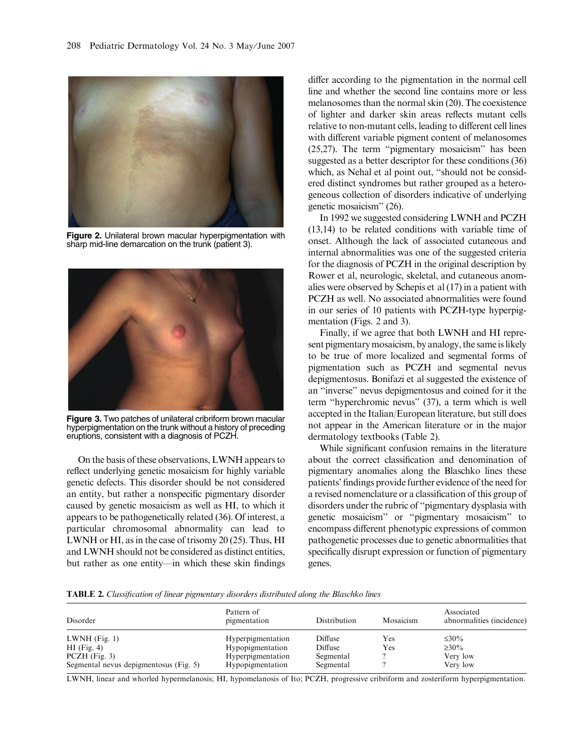**Figure 2.** Unilateral brown macular hyperpigmentation with sharp mid-line demarcation on the trunk (patient 3).

**Figure 3.** Two patches of unilateral cribriform brown macular hyperpigmentation on the trunk without a history of preceding eruptions, consistent with a diagnosis of PCZH.

On the basis of these observations, LWNH appears to reflect underlying genetic mosaicism for highly variable genetic defects. This disorder should be not considered an entity, but rather a nonspecific pigmentary disorder caused by genetic mosaicism as well as HI, to which it appears to be pathogenetically related (36). Of interest, a particular chromosomal abnormality can lead to LWNH or HI, as in the case of trisomy 20 (25). Thus, HI and LWNH should not be considered as distinct entities, but rather as one entity—in which these skin findings differ according to the pigmentation in the normal cell line and whether the second line contains more or less melanosomes than the normal skin (20). The coexistence of lighter and darker skin areas reflects mutant cells relative to non-mutant cells, leading to different cell lines with different variable pigment content of melanosomes (25,27). The term "pigmentary mosaicism" has been suggested as a better descriptor for these conditions (36) which, as Nehal et al point out, "should not be considered distinct syndromes but rather grouped as a heterogeneous collection of disorders indicative of underlying genetic mosaicism" (26).

In 1992 we suggested considering LWNH and PCZH (13,14) to be related conditions with variable time of onset. Although the lack of associated cutaneous and internal abnormalities was one of the suggested criteria for the diagnosis of PCZH in the original description by Rower et al, neurologic, skeletal, and cutaneous anomalies were observed by Schepis et al (17) in a patient with PCZH as well. No associated abnormalities were found in our series of 10 patients with PCZH-type hyperpigmentation (Figs. 2 and 3).

Finally, if we agree that both LWNH and HI represent pigmentary mosaicism, by analogy, the same is likely to be true of more localized and segmental forms of pigmentation such as PCZH and segmental nevus depigmentosus. Bonifazi et al suggested the existence of an "inverse" nevus depigmentosus and coined for it the term "hyperchromic nevus" (37), a term which is well accepted in the Italian/European literature, but still does not appear in the American literature or in the major dermatology textbooks (Table 2).

While significant confusion remains in the literature about the correct classification and denomination of pigmentary anomalies along the Blaschko lines these patients' findings provide further evidence of the need for a revised nomenclature or a classification of this group of disorders under the rubric of "pigmentary dysplasia with genetic mosaicism" or "pigmentary mosaicism" to encompass different phenotypic expressions of common pathogenetic processes due to genetic abnormalities that specifically disrupt expression or function of pigmentary genes.

**TABLE 2.** *Classification of linear pigmentary disorders distributed along the Blaschko lines*

| Disorder | Pattern of pigmentation | Distribution | Mosaicism | Associated abnormalities (incidence) |
|---|---|---|---|---|
| LWNH (Fig. 1) | Hyperpigmentation | Diffuse | Yes | ≤30% |
| HI (Fig. 4) | Hypopigmentation | Diffuse | Yes | ≥30% |
| PCZH (Fig. 3) | Hyperpigmentation | Segmental | ? | Very low |
| Segmental nevus depigmentosus (Fig. 5) | Hypopigmentation | Segmental | ? | Very low |

LWNH, linear and whorled hypermelanosis; HI, hypomelanosis of Ito; PCZH, progressive cribriform and zosteriform hyperpigmentation.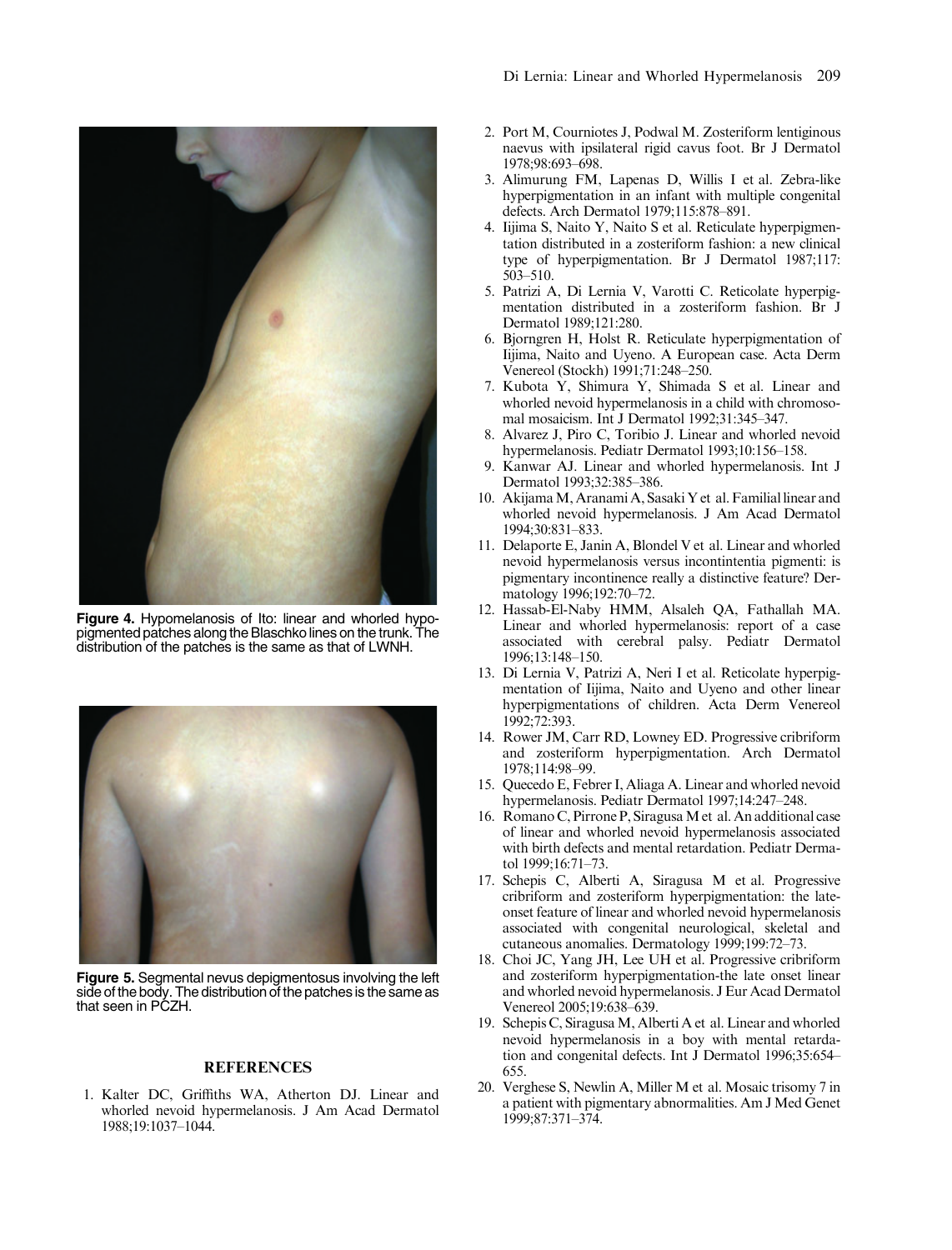**Figure 4.** Hypomelanosis of Ito: linear and whorled hypopigmented patches along the Blaschko lines on the trunk. The distribution of the patches is the same as that of LWNH.

**Figure 5.** Segmental nevus depigmentosus involving the left side of the body. The distribution of the patches is the same as that seen in PCZH.

## REFERENCES

1. Kalter DC, Griffiths WA, Atherton DJ. Linear and whorled nevoid hypermelanosis. J Am Acad Dermatol 1988;19:1037–1044.
2. Port M, Courniotes J, Podwal M. Zosteriform lentiginous naevus with ipsilateral rigid cavus foot. Br J Dermatol 1978;98:693–698.
3. Alimurung FM, Lapenas D, Willis I et al. Zebra-like hyperpigmentation in an infant with multiple congenital defects. Arch Dermatol 1979;115:878–891.
4. Iijima S, Naito Y, Naito S et al. Reticulate hyperpigmentation distributed in a zosteriform fashion: a new clinical type of hyperpigmentation. Br J Dermatol 1987;117:503–510.
5. Patrizi A, Di Lernia V, Varotti C. Reticolate hyperpigmentation distributed in a zosteriform fashion. Br J Dermatol 1989;121:280.
6. Bjorngren H, Holst R. Reticulate hyperpigmentation of Iijima, Naito and Uyeno. A European case. Acta Derm Venereol (Stockh) 1991;71:248–250.
7. Kubota Y, Shimura Y, Shimada S et al. Linear and whorled nevoid hypermelanosis in a child with chromosomal mosaicism. Int J Dermatol 1992;31:345–347.
8. Alvarez J, Piro C, Toribio J. Linear and whorled nevoid hypermelanosis. Pediatr Dermatol 1993;10:156–158.
9. Kanwar AJ. Linear and whorled hypermelanosis. Int J Dermatol 1993;32:385–386.
10. Akijama M, Aranami A, Sasaki Y et al. Familial linear and whorled nevoid hypermelanosis. J Am Acad Dermatol 1994;30:831–833.
11. Delaporte E, Janin A, Blondel V et al. Linear and whorled nevoid hypermelanosis versus incontintentia pigmenti: is pigmentary incontinence really a distinctive feature? Dermatology 1996;192:70–72.
12. Hassab-El-Naby HMM, Alsaleh QA, Fathallah MA. Linear and whorled hypermelanosis: report of a case associated with cerebral palsy. Pediatr Dermatol 1996;13:148–150.
13. Di Lernia V, Patrizi A, Neri I et al. Reticolate hyperpigmentation of Iijima, Naito and Uyeno and other linear hyperpigmentations of children. Acta Derm Venereol 1992;72:393.
14. Rower JM, Carr RD, Lowney ED. Progressive cribriform and zosteriform hyperpigmentation. Arch Dermatol 1978;114:98–99.
15. Quecedo E, Febrer I, Aliaga A. Linear and whorled nevoid hypermelanosis. Pediatr Dermatol 1997;14:247–248.
16. Romano C, Pirrone P, Siragusa M et al. An additional case of linear and whorled nevoid hypermelanosis associated with birth defects and mental retardation. Pediatr Dermatol 1999;16:71–73.
17. Schepis C, Alberti A, Siragusa M et al. Progressive cribriform and zosteriform hyperpigmentation: the late-onset feature of linear and whorled nevoid hypermelanosis associated with congenital neurological, skeletal and cutaneous anomalies. Dermatology 1999;199:72–73.
18. Choi JC, Yang JH, Lee UH et al. Progressive cribriform and zosteriform hyperpigmentation-the late onset linear and whorled nevoid hypermelanosis. J Eur Acad Dermatol Venereol 2005;19:638–639.
19. Schepis C, Siragusa M, Alberti A et al. Linear and whorled nevoid hypermelanosis in a boy with mental retardation and congenital defects. Int J Dermatol 1996;35:654–655.
20. Verghese S, Newlin A, Miller M et al. Mosaic trisomy 7 in a patient with pigmentary abnormalities. Am J Med Genet 1999;87:371–374.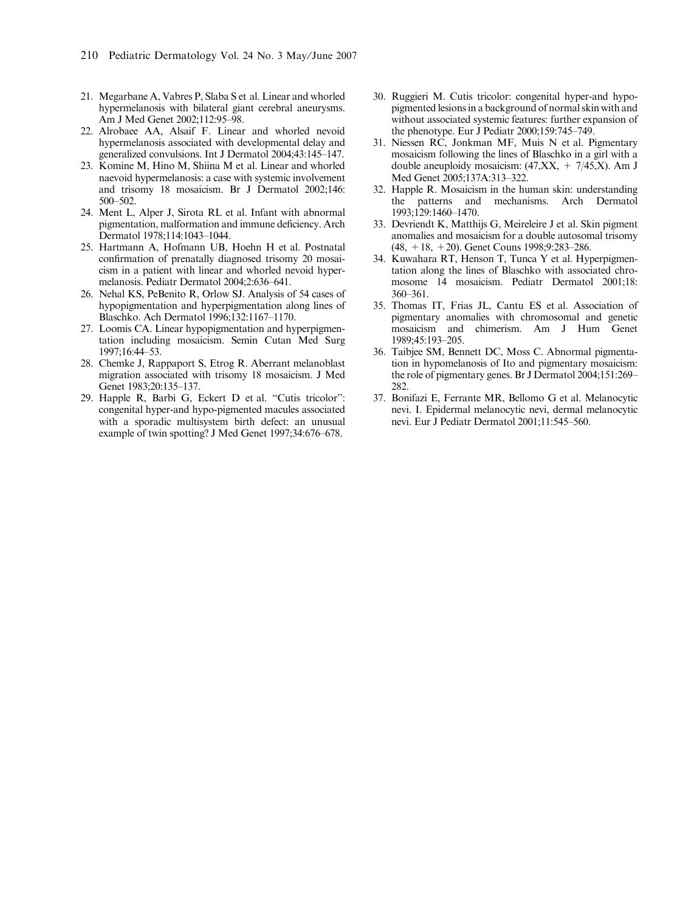21. Megarbane A, Vabres P, Slaba S et al. Linear and whorled hypermelanosis with bilateral giant cerebral aneurysms. Am J Med Genet 2002;112:95–98.
22. Alrobaee AA, Alsaif F. Linear and whorled nevoid hypermelanosis associated with developmental delay and generalized convulsions. Int J Dermatol 2004;43:145–147.
23. Komine M, Hino M, Shiina M et al. Linear and whorled naevoid hypermelanosis: a case with systemic involvement and trisomy 18 mosaicism. Br J Dermatol 2002;146: 500–502.
24. Ment L, Alper J, Sirota RL et al. Infant with abnormal pigmentation, malformation and immune deficiency. Arch Dermatol 1978;114:1043–1044.
25. Hartmann A, Hofmann UB, Hoehn H et al. Postnatal confirmation of prenatally diagnosed trisomy 20 mosaicism in a patient with linear and whorled nevoid hypermelanosis. Pediatr Dermatol 2004;2:636–641.
26. Nehal KS, PeBenito R, Orlow SJ. Analysis of 54 cases of hypopigmentation and hyperpigmentation along lines of Blaschko. Ach Dermatol 1996;132:1167–1170.
27. Loomis CA. Linear hypopigmentation and hyperpigmentation including mosaicism. Semin Cutan Med Surg 1997;16:44–53.
28. Chemke J, Rappaport S, Etrog R. Aberrant melanoblast migration associated with trisomy 18 mosaicism. J Med Genet 1983;20:135–137.
29. Happle R, Barbi G, Eckert D et al. "Cutis tricolor": congenital hyper-and hypo-pigmented macules associated with a sporadic multisystem birth defect: an unusual example of twin spotting? J Med Genet 1997;34:676–678.
30. Ruggieri M. Cutis tricolor: congenital hyper-and hypopigmented lesions in a background of normal skin with and without associated systemic features: further expansion of the phenotype. Eur J Pediatr 2000;159:745–749.
31. Niessen RC, Jonkman MF, Muis N et al. Pigmentary mosaicism following the lines of Blaschko in a girl with a double aneuploidy mosaicism: (47,XX, + 7/45,X). Am J Med Genet 2005;137A:313–322.
32. Happle R. Mosaicism in the human skin: understanding the patterns and mechanisms. Arch Dermatol 1993;129:1460–1470.
33. Devriendt K, Matthijs G, Meireleire J et al. Skin pigment anomalies and mosaicism for a double autosomal trisomy (48, +18, +20). Genet Couns 1998;9:283–286.
34. Kuwahara RT, Henson T, Tunca Y et al. Hyperpigmentation along the lines of Blaschko with associated chromosome 14 mosaicism. Pediatr Dermatol 2001;18: 360–361.
35. Thomas IT, Frias JL, Cantu ES et al. Association of pigmentary anomalies with chromosomal and genetic mosaicism and chimerism. Am J Hum Genet 1989;45:193–205.
36. Taibjee SM, Bennett DC, Moss C. Abnormal pigmentation in hypomelanosis of Ito and pigmentary mosaicism: the role of pigmentary genes. Br J Dermatol 2004;151:269–282.
37. Bonifazi E, Ferrante MR, Bellomo G et al. Melanocytic nevi. I. Epidermal melanocytic nevi, dermal melanocytic nevi. Eur J Pediatr Dermatol 2001;11:545–560.